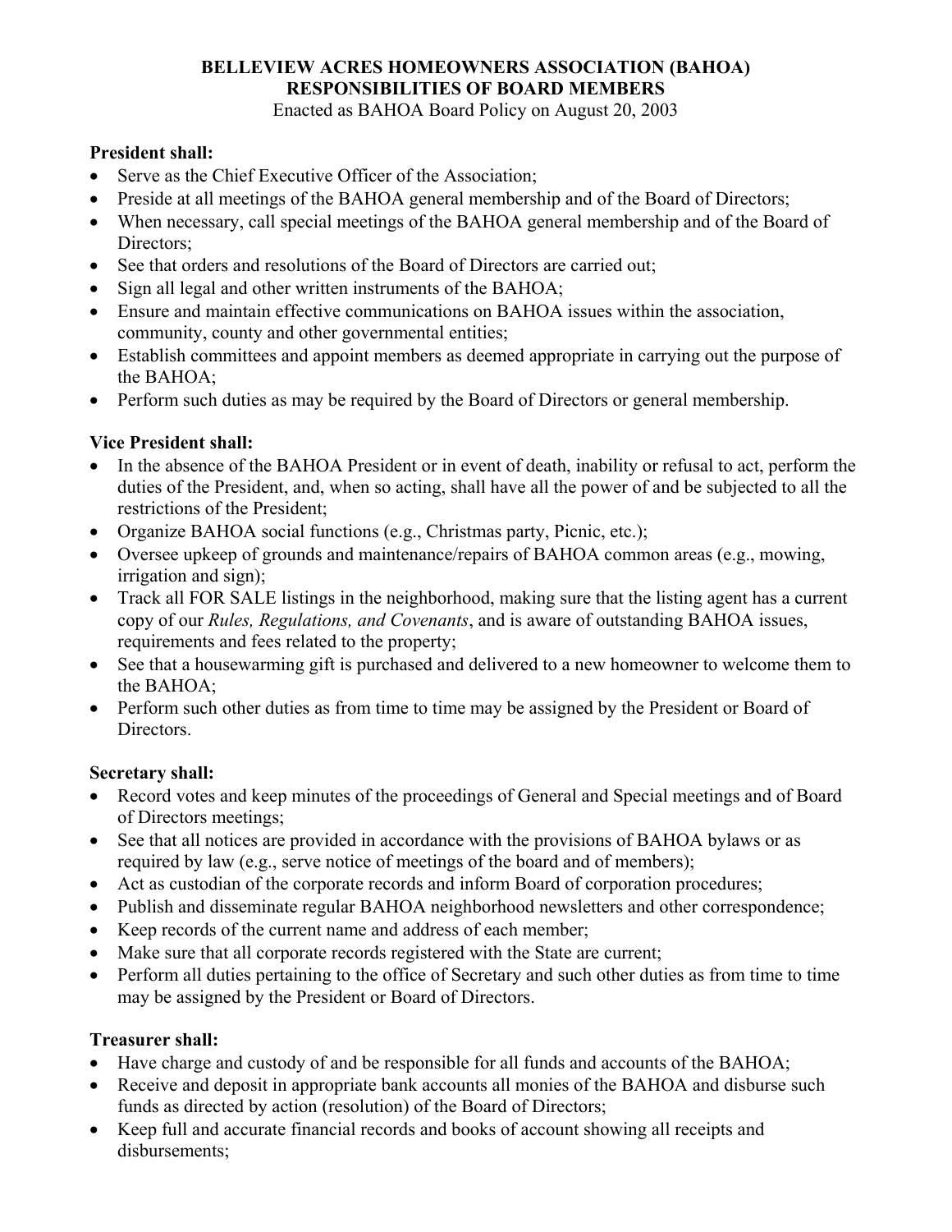**BELLEVIEW ACRES HOMEOWNERS ASSOCIATION (BAHOA)**
**RESPONSIBILITIES OF BOARD MEMBERS**
Enacted as BAHOA Board Policy on August 20, 2003

**President shall:**

- Serve as the Chief Executive Officer of the Association;
- Preside at all meetings of the BAHOA general membership and of the Board of Directors;
- When necessary, call special meetings of the BAHOA general membership and of the Board of Directors;
- See that orders and resolutions of the Board of Directors are carried out;
- Sign all legal and other written instruments of the BAHOA;
- Ensure and maintain effective communications on BAHOA issues within the association, community, county and other governmental entities;
- Establish committees and appoint members as deemed appropriate in carrying out the purpose of the BAHOA;
- Perform such duties as may be required by the Board of Directors or general membership.

**Vice President shall:**

- In the absence of the BAHOA President or in event of death, inability or refusal to act, perform the duties of the President, and, when so acting, shall have all the power of and be subjected to all the restrictions of the President;
- Organize BAHOA social functions (e.g., Christmas party, Picnic, etc.);
- Oversee upkeep of grounds and maintenance/repairs of BAHOA common areas (e.g., mowing, irrigation and sign);
- Track all FOR SALE listings in the neighborhood, making sure that the listing agent has a current copy of our *Rules, Regulations, and Covenants*, and is aware of outstanding BAHOA issues, requirements and fees related to the property;
- See that a housewarming gift is purchased and delivered to a new homeowner to welcome them to the BAHOA;
- Perform such other duties as from time to time may be assigned by the President or Board of Directors.

**Secretary shall:**

- Record votes and keep minutes of the proceedings of General and Special meetings and of Board of Directors meetings;
- See that all notices are provided in accordance with the provisions of BAHOA bylaws or as required by law (e.g., serve notice of meetings of the board and of members);
- Act as custodian of the corporate records and inform Board of corporation procedures;
- Publish and disseminate regular BAHOA neighborhood newsletters and other correspondence;
- Keep records of the current name and address of each member;
- Make sure that all corporate records registered with the State are current;
- Perform all duties pertaining to the office of Secretary and such other duties as from time to time may be assigned by the President or Board of Directors.

**Treasurer shall:**

- Have charge and custody of and be responsible for all funds and accounts of the BAHOA;
- Receive and deposit in appropriate bank accounts all monies of the BAHOA and disburse such funds as directed by action (resolution) of the Board of Directors;
- Keep full and accurate financial records and books of account showing all receipts and disbursements;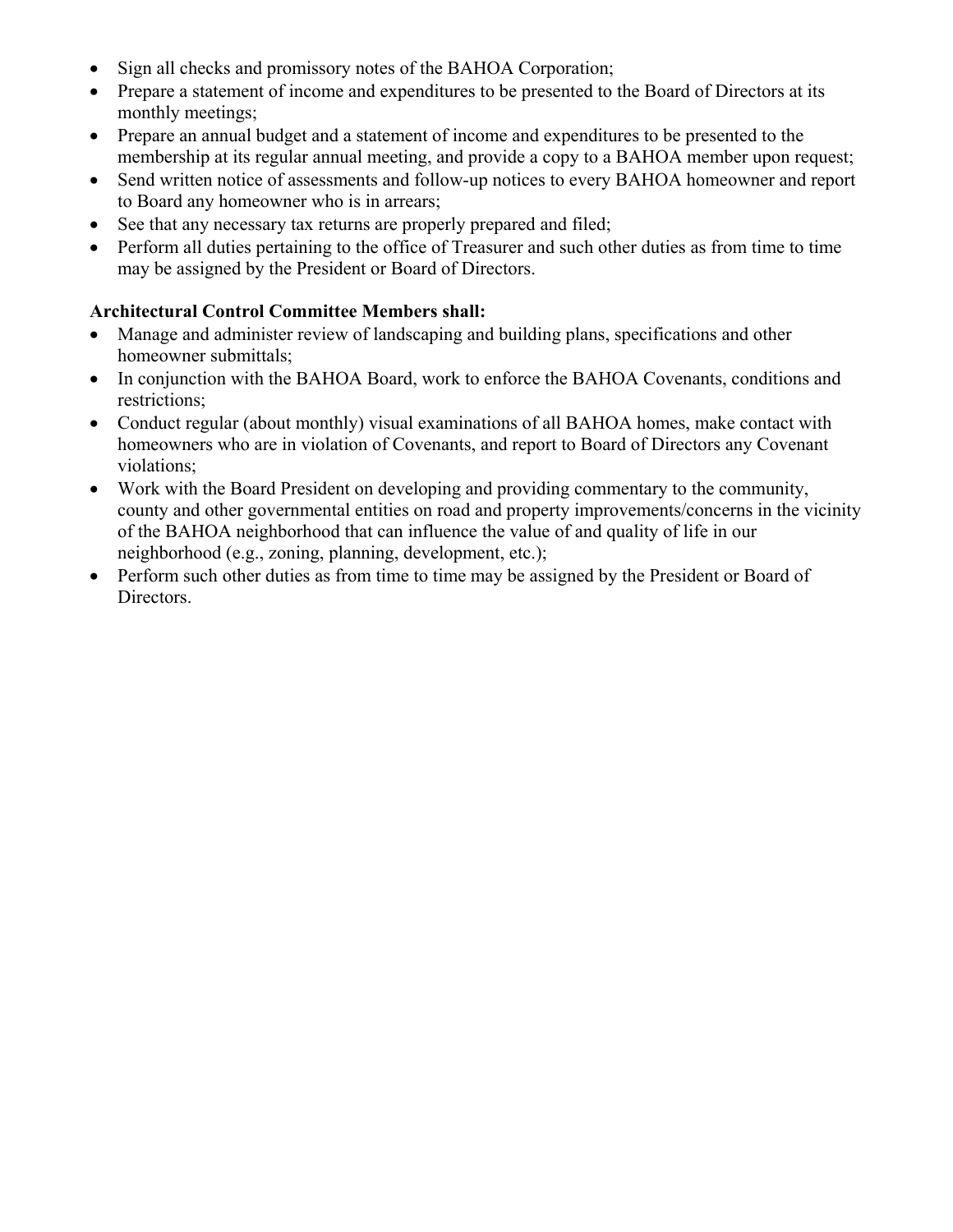- Sign all checks and promissory notes of the BAHOA Corporation;
- Prepare a statement of income and expenditures to be presented to the Board of Directors at its monthly meetings;
- Prepare an annual budget and a statement of income and expenditures to be presented to the membership at its regular annual meeting, and provide a copy to a BAHOA member upon request;
- Send written notice of assessments and follow-up notices to every BAHOA homeowner and report to Board any homeowner who is in arrears;
- See that any necessary tax returns are properly prepared and filed;
- Perform all duties pertaining to the office of Treasurer and such other duties as from time to time may be assigned by the President or Board of Directors.

**Architectural Control Committee Members shall:**

- Manage and administer review of landscaping and building plans, specifications and other homeowner submittals;
- In conjunction with the BAHOA Board, work to enforce the BAHOA Covenants, conditions and restrictions;
- Conduct regular (about monthly) visual examinations of all BAHOA homes, make contact with homeowners who are in violation of Covenants, and report to Board of Directors any Covenant violations;
- Work with the Board President on developing and providing commentary to the community, county and other governmental entities on road and property improvements/concerns in the vicinity of the BAHOA neighborhood that can influence the value of and quality of life in our neighborhood (e.g., zoning, planning, development, etc.);
- Perform such other duties as from time to time may be assigned by the President or Board of Directors.